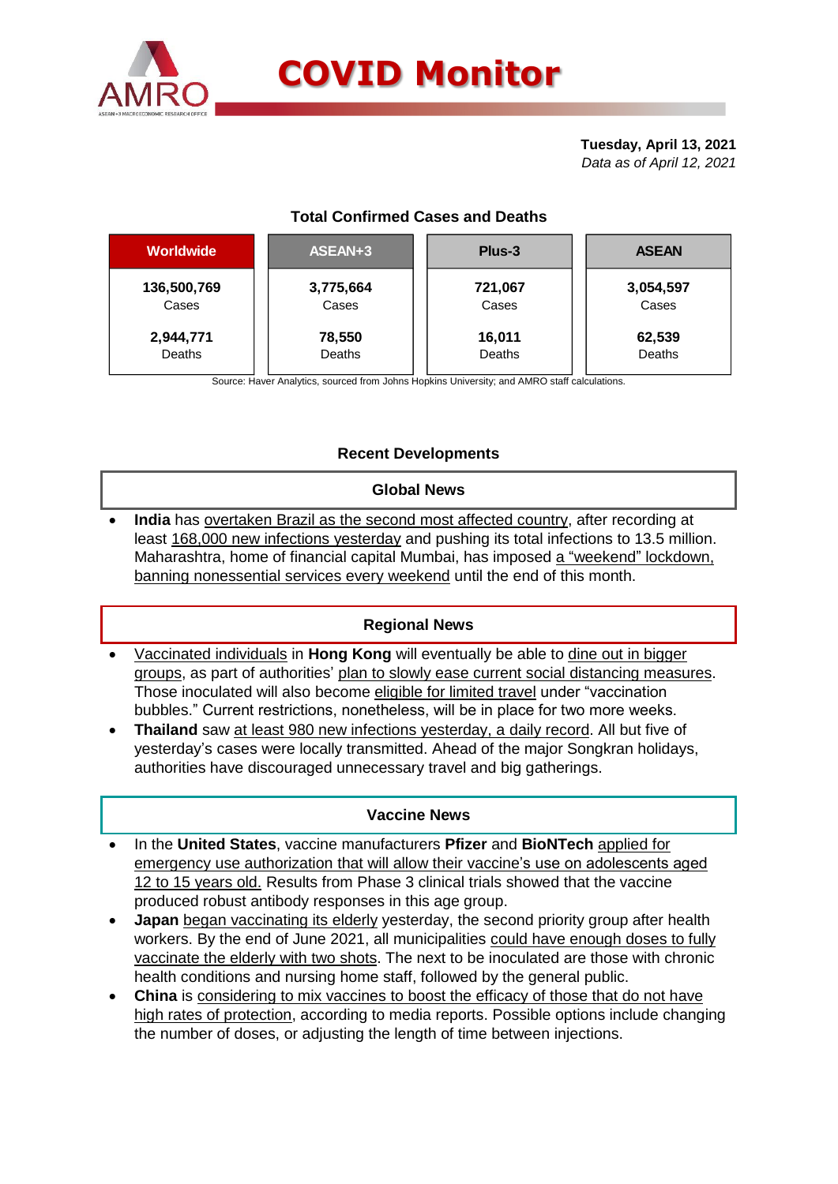# COVID Monitor

**Tuesday, April 13, 2021**
*Data as of April 12, 2021*

## Total Confirmed Cases and Deaths

| Worldwide | ASEAN+3 | Plus-3 | ASEAN |
|---|---|---|---|
| **136,500,769** Cases | **3,775,664** Cases | **721,067** Cases | **3,054,597** Cases |
| **2,944,771** Deaths | **78,550** Deaths | **16,011** Deaths | **62,539** Deaths |

Source: Haver Analytics, sourced from Johns Hopkins University; and AMRO staff calculations.

## Recent Developments

### Global News

- **India** has overtaken Brazil as the second most affected country, after recording at least 168,000 new infections yesterday and pushing its total infections to 13.5 million. Maharashtra, home of financial capital Mumbai, has imposed a "weekend" lockdown, banning nonessential services every weekend until the end of this month.

### Regional News

- Vaccinated individuals in **Hong Kong** will eventually be able to dine out in bigger groups, as part of authorities' plan to slowly ease current social distancing measures. Those inoculated will also become eligible for limited travel under "vaccination bubbles." Current restrictions, nonetheless, will be in place for two more weeks.
- **Thailand** saw at least 980 new infections yesterday, a daily record. All but five of yesterday's cases were locally transmitted. Ahead of the major Songkran holidays, authorities have discouraged unnecessary travel and big gatherings.

### Vaccine News

- In the **United States**, vaccine manufacturers **Pfizer** and **BioNTech** applied for emergency use authorization that will allow their vaccine's use on adolescents aged 12 to 15 years old. Results from Phase 3 clinical trials showed that the vaccine produced robust antibody responses in this age group.
- **Japan** began vaccinating its elderly yesterday, the second priority group after health workers. By the end of June 2021, all municipalities could have enough doses to fully vaccinate the elderly with two shots. The next to be inoculated are those with chronic health conditions and nursing home staff, followed by the general public.
- **China** is considering to mix vaccines to boost the efficacy of those that do not have high rates of protection, according to media reports. Possible options include changing the number of doses, or adjusting the length of time between injections.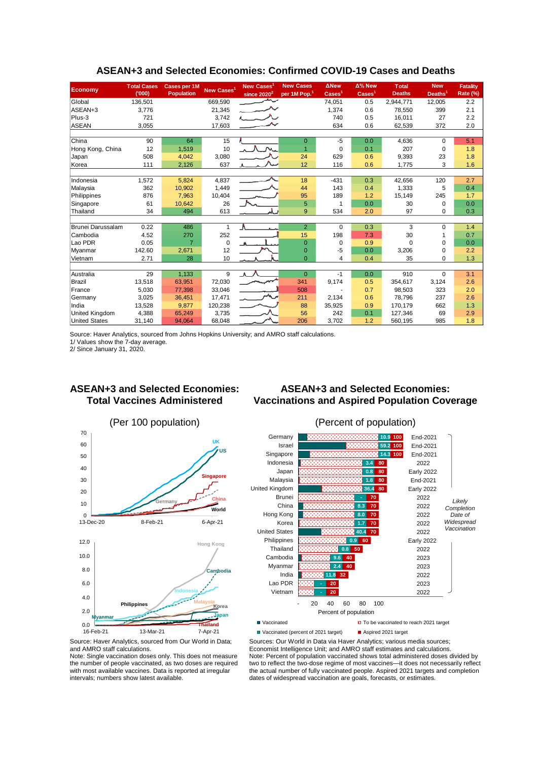## ASEAN+3 and Selected Economies: Confirmed COVID-19 Cases and Deaths

| Economy | Total Cases ('000) | Cases per 1M Population | New Cases[1] | New Cases[1] since 2020[2] | New Cases per 1M Pop.[1] | ΔNew Cases[1] | Δ% New Cases[1] | Total Deaths | New Deaths[1] | Fatality Rate (%) |
|---|---|---|---|---|---|---|---|---|---|---|
| Global | 136,501 | | 669,590 | | | 74,051 | 0.5 | 2,944,771 | 12,005 | 2.2 |
| ASEAN+3 | 3,776 | | 21,345 | | | 1,374 | 0.6 | 78,550 | 399 | 2.1 |
| Plus-3 | 721 | | 3,742 | | | 740 | 0.5 | 16,011 | 27 | 2.2 |
| ASEAN | 3,055 | | 17,603 | | | 634 | 0.6 | 62,539 | 372 | 2.0 |
| | | | | | | | | | | |
| China | 90 | 64 | 15 | | 0 | -5 | 0.0 | 4,636 | 0 | 5.1 |
| Hong Kong, China | 12 | 1,519 | 10 | | 1 | 0 | 0.1 | 207 | 0 | 1.8 |
| Japan | 508 | 4,042 | 3,080 | | 24 | 629 | 0.6 | 9,393 | 23 | 1.8 |
| Korea | 111 | 2,126 | 637 | | 12 | 116 | 0.6 | 1,775 | 3 | 1.6 |
| | | | | | | | | | | |
| Indonesia | 1,572 | 5,824 | 4,837 | | 18 | -431 | 0.3 | 42,656 | 120 | 2.7 |
| Malaysia | 362 | 10,902 | 1,449 | | 44 | 143 | 0.4 | 1,333 | 5 | 0.4 |
| Philippines | 876 | 7,963 | 10,404 | | 95 | 189 | 1.2 | 15,149 | 245 | 1.7 |
| Singapore | 61 | 10,642 | 26 | | 5 | 1 | 0.0 | 30 | 0 | 0.0 |
| Thailand | 34 | 494 | 613 | | 9 | 534 | 2.0 | 97 | 0 | 0.3 |
| | | | | | | | | | | |
| Brunei Darussalam | 0.22 | 486 | 1 | | 2 | 0 | 0.3 | 3 | 0 | 1.4 |
| Cambodia | 4.52 | 270 | 252 | | 15 | 198 | 7.3 | 30 | 1 | 0.7 |
| Lao PDR | 0.05 | 7 | 0 | | 0 | 0 | 0.9 | 0 | 0 | 0.0 |
| Myanmar | 142.60 | 2,671 | 12 | | 0 | -5 | 0.0 | 3,206 | 0 | 2.2 |
| Vietnam | 2.71 | 28 | 10 | | 0 | 4 | 0.4 | 35 | 0 | 1.3 |
| | | | | | | | | | | |
| Australia | 29 | 1,133 | 9 | | 0 | -1 | 0.0 | 910 | 0 | 3.1 |
| Brazil | 13,518 | 63,951 | 72,030 | | 341 | 9,174 | 0.5 | 354,617 | 3,124 | 2.6 |
| France | 5,030 | 77,398 | 33,046 | | 508 | - | 0.7 | 98,503 | 323 | 2.0 |
| Germany | 3,025 | 36,451 | 17,471 | | 211 | 2,134 | 0.6 | 78,796 | 237 | 2.6 |
| India | 13,528 | 9,877 | 120,238 | | 88 | 35,925 | 0.9 | 170,179 | 662 | 1.3 |
| United Kingdom | 4,388 | 65,249 | 3,735 | | 56 | 242 | 0.1 | 127,346 | 69 | 2.9 |
| United States | 31,140 | 94,064 | 68,048 | | 206 | 3,702 | 1.2 | 560,195 | 985 | 1.8 |

Source: Haver Analytics, sourced from Johns Hopkins University; and AMRO staff calculations.
1/ Values show the 7-day average.
2/ Since January 31, 2020.

### ASEAN+3 and Selected Economies: Total Vaccines Administered

(Per 100 population)

70, 60, 50, 40, 30, 20, 10, 0
13-Dec-20, 8-Feb-21, 6-Apr-21
UK, US, Singapore, Germany, China, World

12.0, 10.0, 8.0, 6.0, 4.0, 2.0, 0.0
16-Feb-21, 13-Mar-21, 7-Apr-21
Hong Kong, Cambodia, Indonesia, Philippines, Malaysia, Korea, Myanmar, Japan, Thailand

Source: Haver Analytics, sourced from Our World in Data; and AMRO staff calculations.
Note: Single vaccination doses only. This does not measure the number of people vaccinated, as two doses are required with most available vaccines. Data is reported at irregular intervals; numbers show latest available.

### ASEAN+3 and Selected Economies: Vaccinations and Aspired Population Coverage

(Percent of population)

Germany 10.9 100 End-2021
Israel 59.2 100 End-2021
Singapore 14.3 100 End-2021
Indonesia 3.4 80 2022
Japan 0.8 80 Early 2022
Malaysia 1.8 80 End-2021
United Kingdom 36.4 80 Early 2022
Brunei - 70 2022
China 8.3 70 2022
Hong Kong 8.0 70 2022
Korea 1.7 70 2022
United States 40.4 70 2022
Philippines 0.9 60 Early 2022
Thailand 0.8 50 2022
Cambodia 9.6 40 2023
Myanmar 2.4 40 2023
India 11.8 32 2022
Lao PDR - 20 2023
Vietnam - 20 2022

*Likely Completion Date of Widespread Vaccination*

- 20 40 60 80 100
Percent of population

Vaccinated; To be vaccinated to reach 2021 target; Vaccinated (percent of 2021 target); Aspired 2021 target

Sources: Our World in Data via Haver Analytics; various media sources; Economist Intelligence Unit; and AMRO staff estimates and calculations.
Note: Percent of population vaccinated shows total administered doses divided by two to reflect the two-dose regime of most vaccines—it does not necessarily reflect the actual number of fully vaccinated people. Aspired 2021 targets and completion dates of widespread vaccination are goals, forecasts, or estimates.